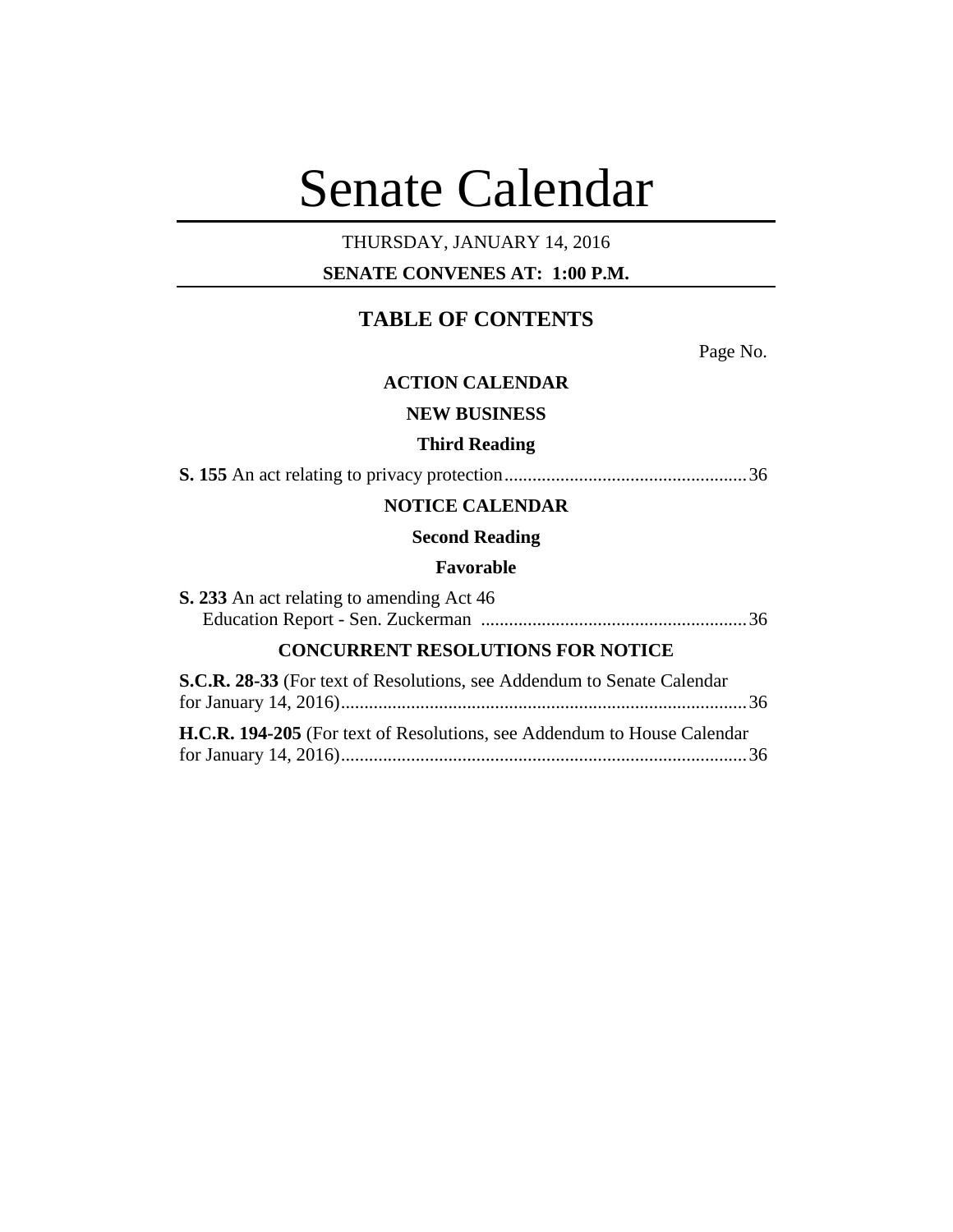# Senate Calendar

THURSDAY, JANUARY 14, 2016

**SENATE CONVENES AT: 1:00 P.M.**

## TABLE OF CONTENTS

Page No.

### ACTION CALENDAR

### NEW BUSINESS

#### Third Reading

**S. 155** An act relating to privacy protection....................................................36

### NOTICE CALENDAR

#### Second Reading

#### Favorable

**S. 233** An act relating to amending Act 46
Education Report - Sen. Zuckerman .........................................................36

### CONCURRENT RESOLUTIONS FOR NOTICE

**S.C.R. 28-33** (For text of Resolutions, see Addendum to Senate Calendar for January 14, 2016).......................................................................................36

**H.C.R. 194-205** (For text of Resolutions, see Addendum to House Calendar for January 14, 2016).......................................................................................36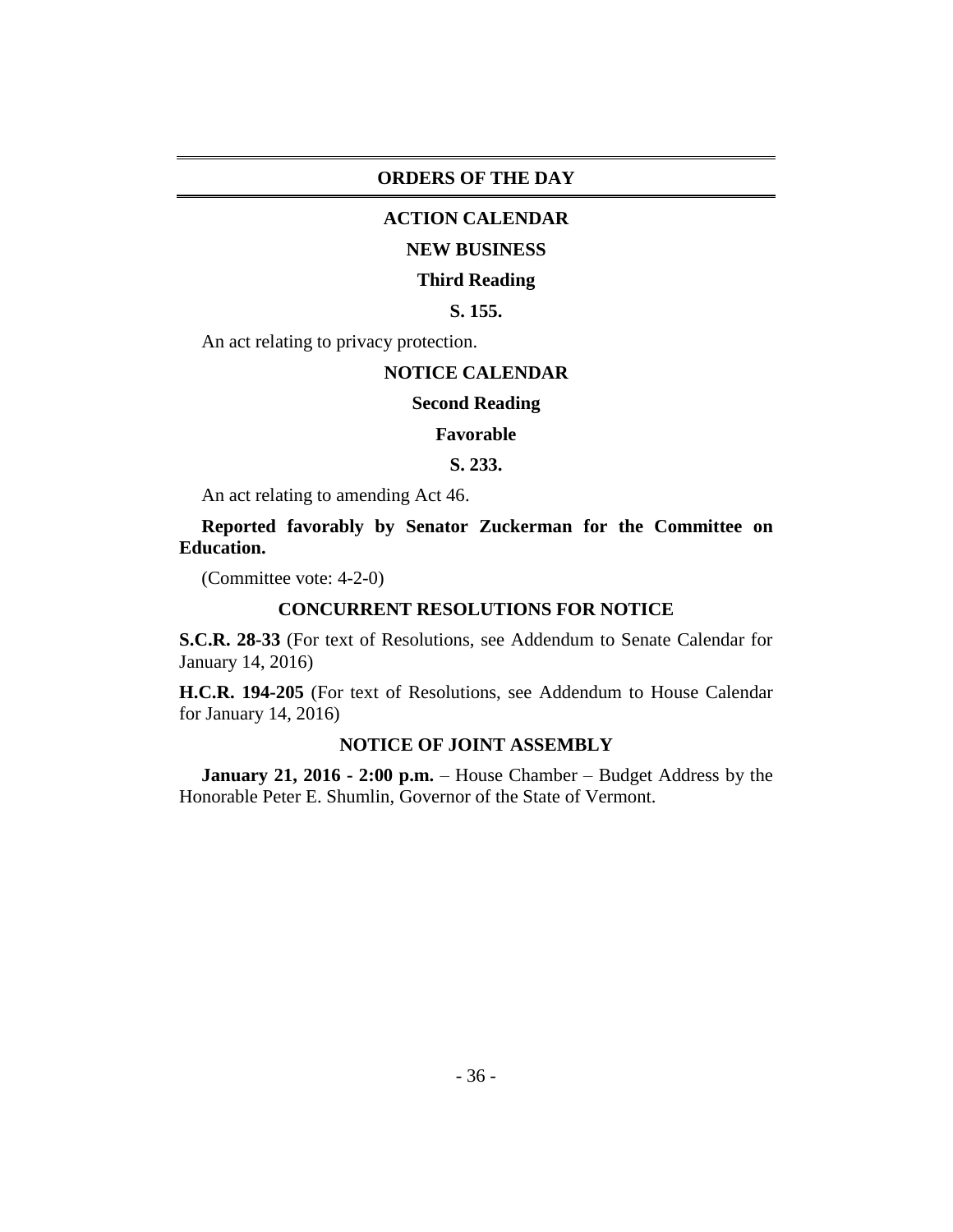## ORDERS OF THE DAY

### ACTION CALENDAR

### NEW BUSINESS

#### Third Reading

**S. 155.**

An act relating to privacy protection.

### NOTICE CALENDAR

#### Second Reading

#### Favorable

**S. 233.**

An act relating to amending Act 46.

**Reported favorably by Senator Zuckerman for the Committee on Education.**

(Committee vote: 4-2-0)

### CONCURRENT RESOLUTIONS FOR NOTICE

**S.C.R. 28-33** (For text of Resolutions, see Addendum to Senate Calendar for January 14, 2016)

**H.C.R. 194-205** (For text of Resolutions, see Addendum to House Calendar for January 14, 2016)

### NOTICE OF JOINT ASSEMBLY

**January 21, 2016 - 2:00 p.m.** – House Chamber – Budget Address by the Honorable Peter E. Shumlin, Governor of the State of Vermont.